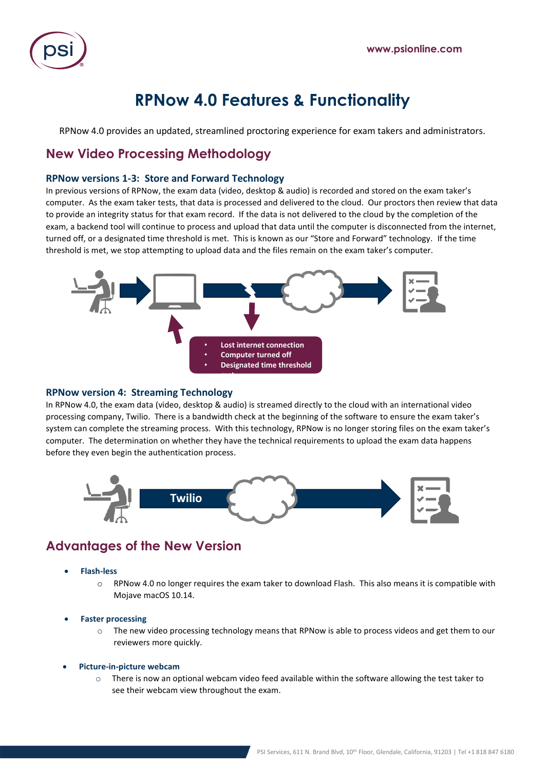# RPNow 4.0 Features & Functionality

RPNow 4.0 provides an updated, streamlined proctoring experience for exam takers and administrators.

## New Video Processing Methodology

### RPNow versions 1-3: Store and Forward Technology

In previous versions of RPNow, the exam data (video, desktop & audio) is recorded and stored on the exam taker's computer. As the exam taker tests, that data is processed and delivered to the cloud. Our proctors then review that data to provide an integrity status for that exam record. If the data is not delivered to the cloud by the completion of the exam, a backend tool will continue to process and upload that data until the computer is disconnected from the internet, turned off, or a designated time threshold is met. This is known as our "Store and Forward" technology. If the time threshold is met, we stop attempting to upload data and the files remain on the exam taker's computer.

- Lost internet connection
- Computer turned off
- Designated time threshold

### RPNow version 4: Streaming Technology

In RPNow 4.0, the exam data (video, desktop & audio) is streamed directly to the cloud with an international video processing company, Twilio. There is a bandwidth check at the beginning of the software to ensure the exam taker's system can complete the streaming process. With this technology, RPNow is no longer storing files on the exam taker's computer. The determination on whether they have the technical requirements to upload the exam data happens before they even begin the authentication process.

Twilio

## Advantages of the New Version

- **Flash-less**
  - RPNow 4.0 no longer requires the exam taker to download Flash. This also means it is compatible with Mojave macOS 10.14.
- **Faster processing**
  - The new video processing technology means that RPNow is able to process videos and get them to our reviewers more quickly.
- **Picture-in-picture webcam**
  - There is now an optional webcam video feed available within the software allowing the test taker to see their webcam view throughout the exam.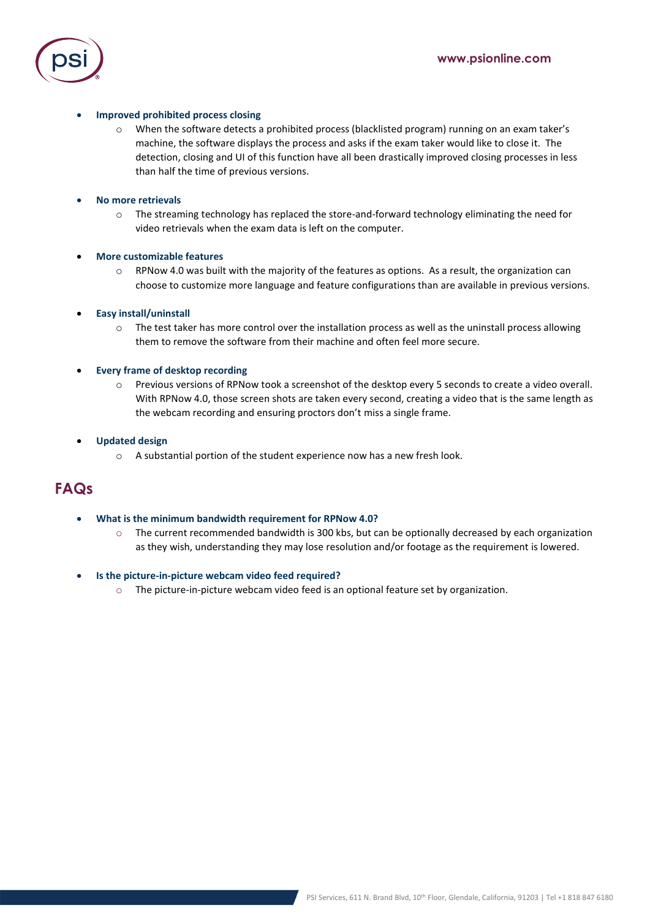- **Improved prohibited process closing**
  - When the software detects a prohibited process (blacklisted program) running on an exam taker's machine, the software displays the process and asks if the exam taker would like to close it. The detection, closing and UI of this function have all been drastically improved closing processes in less than half the time of previous versions.

- **No more retrievals**
  - The streaming technology has replaced the store-and-forward technology eliminating the need for video retrievals when the exam data is left on the computer.

- **More customizable features**
  - RPNow 4.0 was built with the majority of the features as options. As a result, the organization can choose to customize more language and feature configurations than are available in previous versions.

- **Easy install/uninstall**
  - The test taker has more control over the installation process as well as the uninstall process allowing them to remove the software from their machine and often feel more secure.

- **Every frame of desktop recording**
  - Previous versions of RPNow took a screenshot of the desktop every 5 seconds to create a video overall. With RPNow 4.0, those screen shots are taken every second, creating a video that is the same length as the webcam recording and ensuring proctors don't miss a single frame.

- **Updated design**
  - A substantial portion of the student experience now has a new fresh look.

## FAQs

- **What is the minimum bandwidth requirement for RPNow 4.0?**
  - The current recommended bandwidth is 300 kbs, but can be optionally decreased by each organization as they wish, understanding they may lose resolution and/or footage as the requirement is lowered.

- **Is the picture-in-picture webcam video feed required?**
  - The picture-in-picture webcam video feed is an optional feature set by organization.